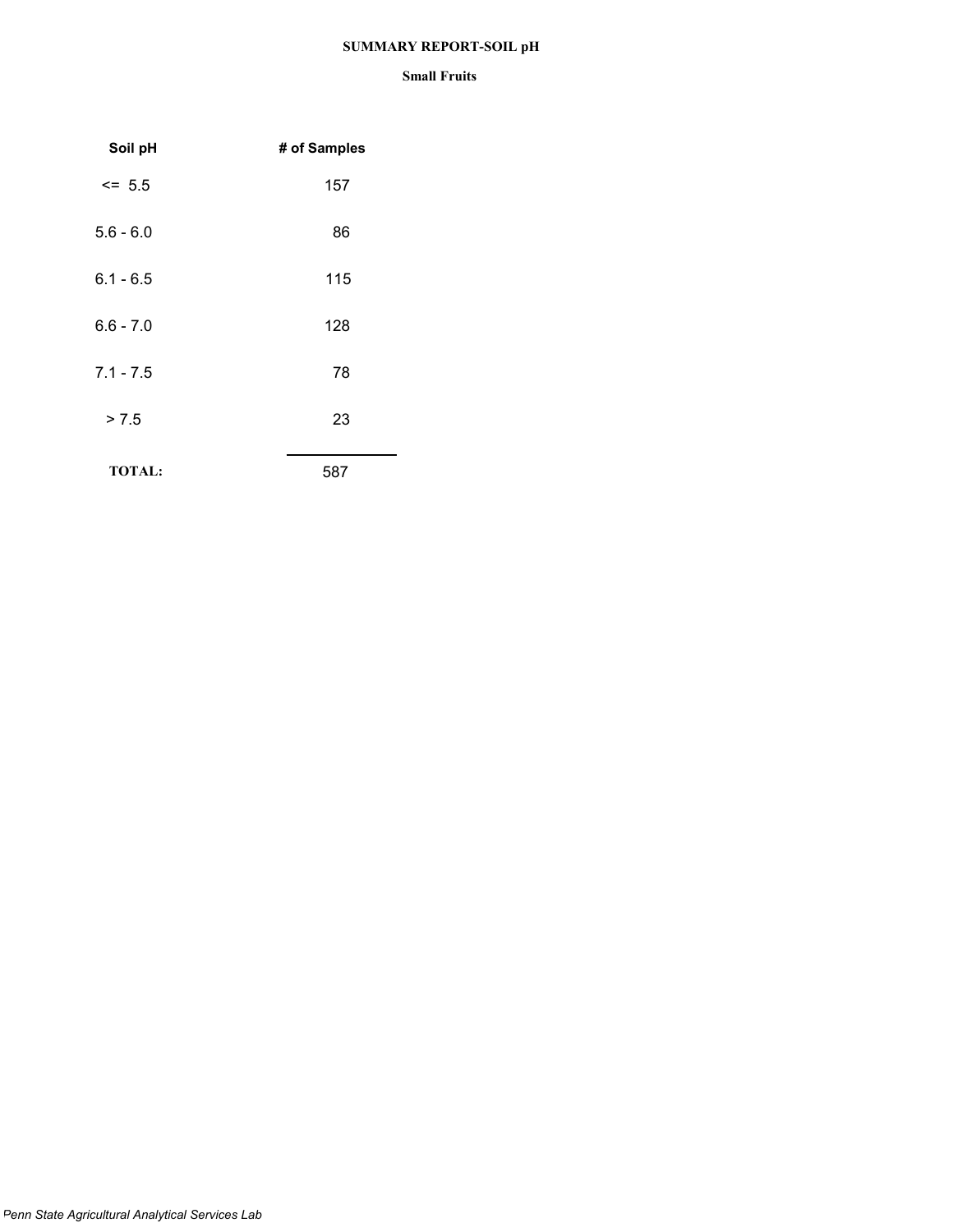# SUMMARY REPORT-SOIL pH

## Small Fruits

| Soil pH | # of Samples |
|---|---|
| <= 5.5 | 157 |
| 5.6 - 6.0 | 86 |
| 6.1 - 6.5 | 115 |
| 6.6 - 7.0 | 128 |
| 7.1 - 7.5 | 78 |
| > 7.5 | 23 |
| **TOTAL:** | 587 |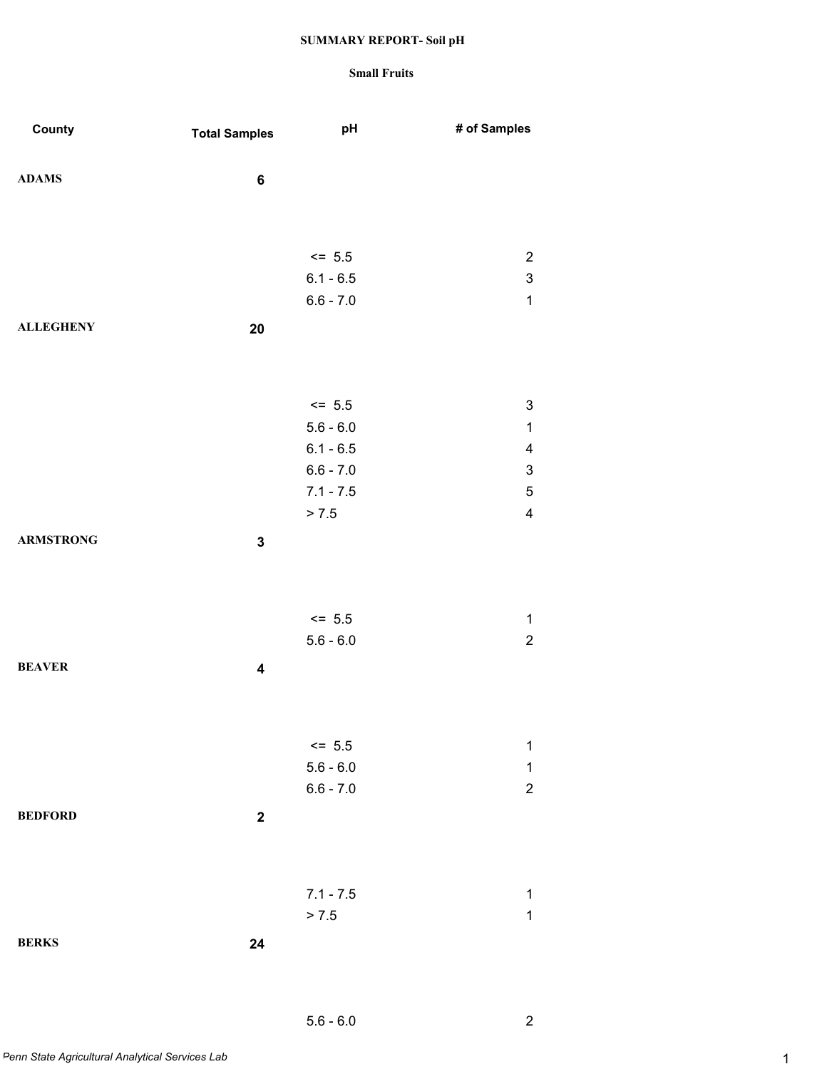# SUMMARY REPORT- Soil pH

## Small Fruits

| County | Total Samples | pH | # of Samples |
|---|---|---|---|
| **ADAMS** | **6** | | |
| | | <= 5.5 | 2 |
| | | 6.1 - 6.5 | 3 |
| | | 6.6 - 7.0 | 1 |
| **ALLEGHENY** | **20** | | |
| | | <= 5.5 | 3 |
| | | 5.6 - 6.0 | 1 |
| | | 6.1 - 6.5 | 4 |
| | | 6.6 - 7.0 | 3 |
| | | 7.1 - 7.5 | 5 |
| | | > 7.5 | 4 |
| **ARMSTRONG** | **3** | | |
| | | <= 5.5 | 1 |
| | | 5.6 - 6.0 | 2 |
| **BEAVER** | **4** | | |
| | | <= 5.5 | 1 |
| | | 5.6 - 6.0 | 1 |
| | | 6.6 - 7.0 | 2 |
| **BEDFORD** | **2** | | |
| | | 7.1 - 7.5 | 1 |
| | | > 7.5 | 1 |
| **BERKS** | **24** | | |
| | | 5.6 - 6.0 | 2 |

*Penn State Agricultural Analytical Services Lab*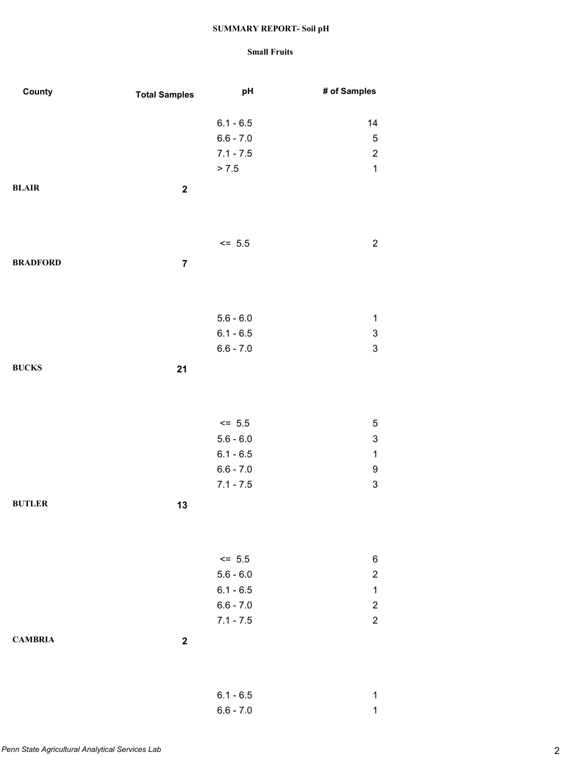**SUMMARY REPORT- Soil pH**

**Small Fruits**

| County | Total Samples | pH | # of Samples |
|---|---|---|---|
| | | 6.1 - 6.5 | 14 |
| | | 6.6 - 7.0 | 5 |
| | | 7.1 - 7.5 | 2 |
| | | > 7.5 | 1 |
| **BLAIR** | **2** | | |
| | | <=  5.5 | 2 |
| **BRADFORD** | **7** | | |
| | | 5.6 - 6.0 | 1 |
| | | 6.1 - 6.5 | 3 |
| | | 6.6 - 7.0 | 3 |
| **BUCKS** | **21** | | |
| | | <=  5.5 | 5 |
| | | 5.6 - 6.0 | 3 |
| | | 6.1 - 6.5 | 1 |
| | | 6.6 - 7.0 | 9 |
| | | 7.1 - 7.5 | 3 |
| **BUTLER** | **13** | | |
| | | <=  5.5 | 6 |
| | | 5.6 - 6.0 | 2 |
| | | 6.1 - 6.5 | 1 |
| | | 6.6 - 7.0 | 2 |
| | | 7.1 - 7.5 | 2 |
| **CAMBRIA** | **2** | | |
| | | 6.1 - 6.5 | 1 |
| | | 6.6 - 7.0 | 1 |

*Penn State Agricultural Analytical Services Lab*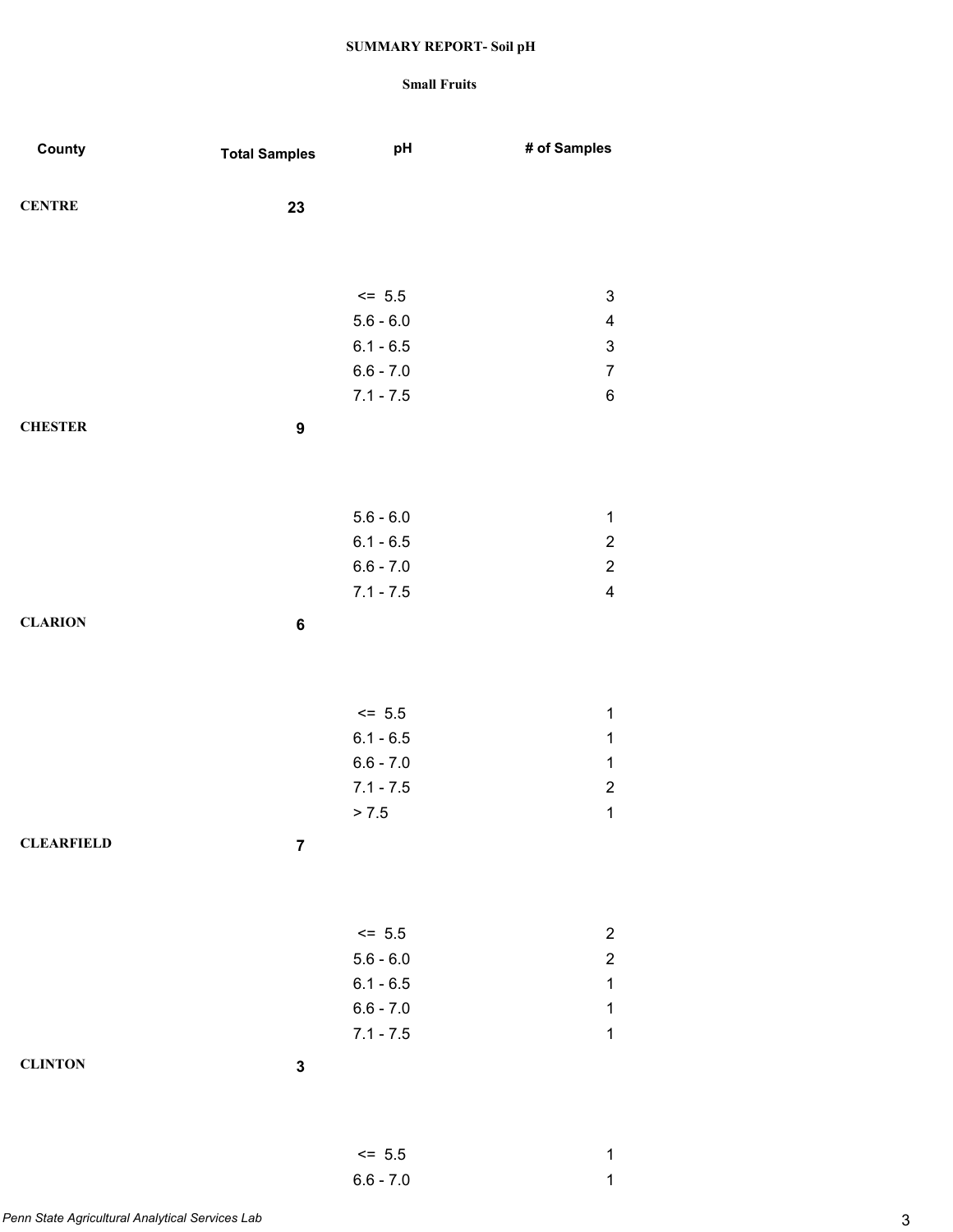# SUMMARY REPORT- Soil pH

## Small Fruits

| County | Total Samples | pH | # of Samples |
| --- | --- | --- | --- |
| **CENTRE** | **23** | | |
| | | <= 5.5 | 3 |
| | | 5.6 - 6.0 | 4 |
| | | 6.1 - 6.5 | 3 |
| | | 6.6 - 7.0 | 7 |
| | | 7.1 - 7.5 | 6 |
| **CHESTER** | **9** | | |
| | | 5.6 - 6.0 | 1 |
| | | 6.1 - 6.5 | 2 |
| | | 6.6 - 7.0 | 2 |
| | | 7.1 - 7.5 | 4 |
| **CLARION** | **6** | | |
| | | <= 5.5 | 1 |
| | | 6.1 - 6.5 | 1 |
| | | 6.6 - 7.0 | 1 |
| | | 7.1 - 7.5 | 2 |
| | | > 7.5 | 1 |
| **CLEARFIELD** | **7** | | |
| | | <= 5.5 | 2 |
| | | 5.6 - 6.0 | 2 |
| | | 6.1 - 6.5 | 1 |
| | | 6.6 - 7.0 | 1 |
| | | 7.1 - 7.5 | 1 |
| **CLINTON** | **3** | | |
| | | <= 5.5 | 1 |
| | | 6.6 - 7.0 | 1 |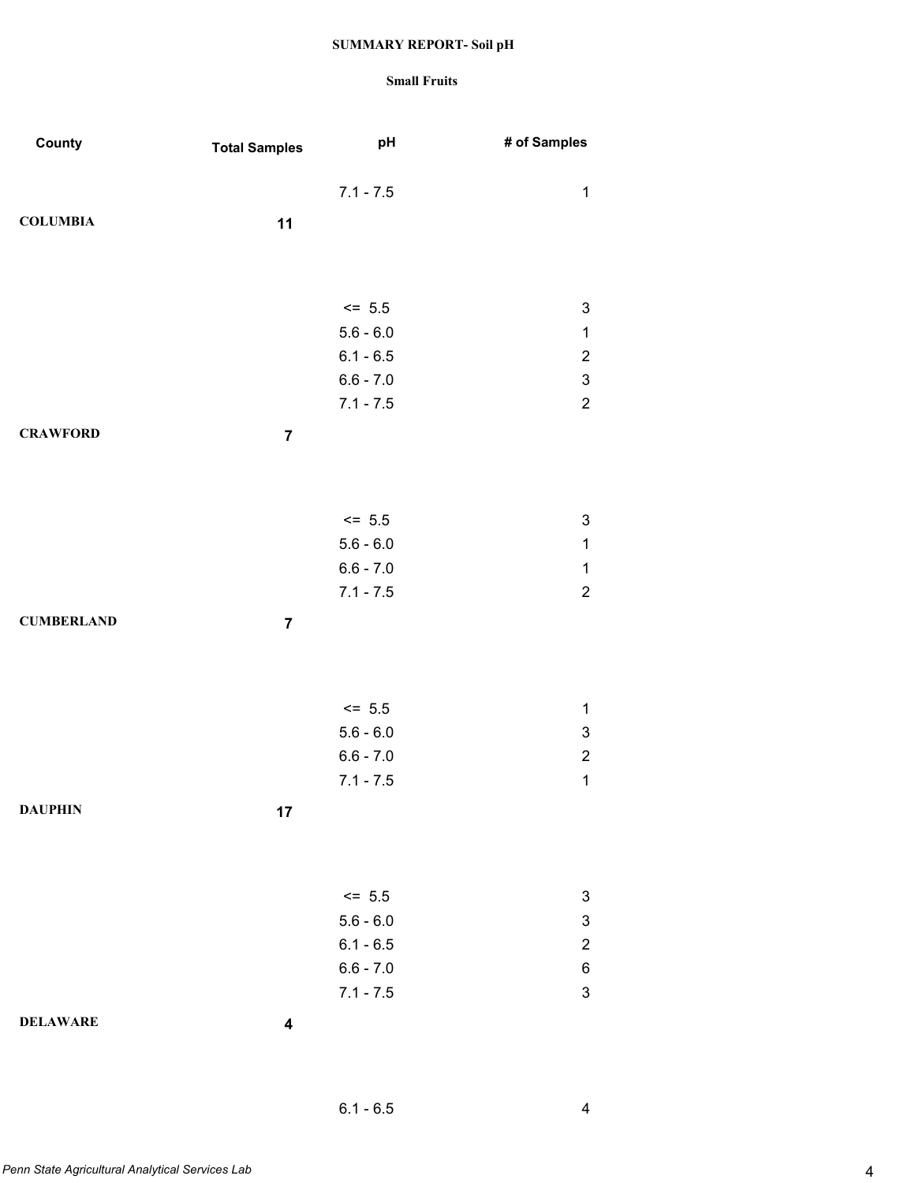**SUMMARY REPORT- Soil pH**

**Small Fruits**

| County | Total Samples | pH | # of Samples |
|---|---|---|---|
| | | 7.1 - 7.5 | 1 |
| **COLUMBIA** | **11** | | |
| | | <= 5.5 | 3 |
| | | 5.6 - 6.0 | 1 |
| | | 6.1 - 6.5 | 2 |
| | | 6.6 - 7.0 | 3 |
| | | 7.1 - 7.5 | 2 |
| **CRAWFORD** | **7** | | |
| | | <= 5.5 | 3 |
| | | 5.6 - 6.0 | 1 |
| | | 6.6 - 7.0 | 1 |
| | | 7.1 - 7.5 | 2 |
| **CUMBERLAND** | **7** | | |
| | | <= 5.5 | 1 |
| | | 5.6 - 6.0 | 3 |
| | | 6.6 - 7.0 | 2 |
| | | 7.1 - 7.5 | 1 |
| **DAUPHIN** | **17** | | |
| | | <= 5.5 | 3 |
| | | 5.6 - 6.0 | 3 |
| | | 6.1 - 6.5 | 2 |
| | | 6.6 - 7.0 | 6 |
| | | 7.1 - 7.5 | 3 |
| **DELAWARE** | **4** | | |
| | | 6.1 - 6.5 | 4 |

*Penn State Agricultural Analytical Services Lab*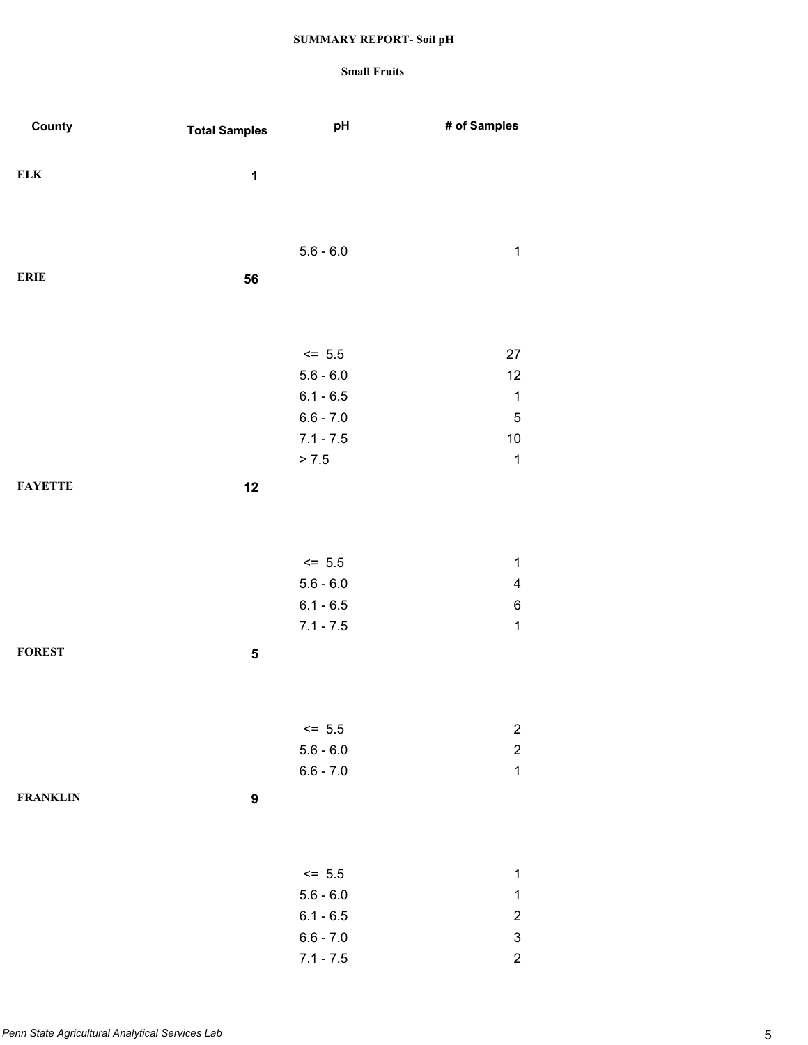**SUMMARY REPORT- Soil pH**

**Small Fruits**

| County | Total Samples | pH | # of Samples |
|---|---|---|---|
| **ELK** | **1** | | |
| | | 5.6 - 6.0 | 1 |
| **ERIE** | **56** | | |
| | | <= 5.5 | 27 |
| | | 5.6 - 6.0 | 12 |
| | | 6.1 - 6.5 | 1 |
| | | 6.6 - 7.0 | 5 |
| | | 7.1 - 7.5 | 10 |
| | | > 7.5 | 1 |
| **FAYETTE** | **12** | | |
| | | <= 5.5 | 1 |
| | | 5.6 - 6.0 | 4 |
| | | 6.1 - 6.5 | 6 |
| | | 7.1 - 7.5 | 1 |
| **FOREST** | **5** | | |
| | | <= 5.5 | 2 |
| | | 5.6 - 6.0 | 2 |
| | | 6.6 - 7.0 | 1 |
| **FRANKLIN** | **9** | | |
| | | <= 5.5 | 1 |
| | | 5.6 - 6.0 | 1 |
| | | 6.1 - 6.5 | 2 |
| | | 6.6 - 7.0 | 3 |
| | | 7.1 - 7.5 | 2 |

*Penn State Agricultural Analytical Services Lab*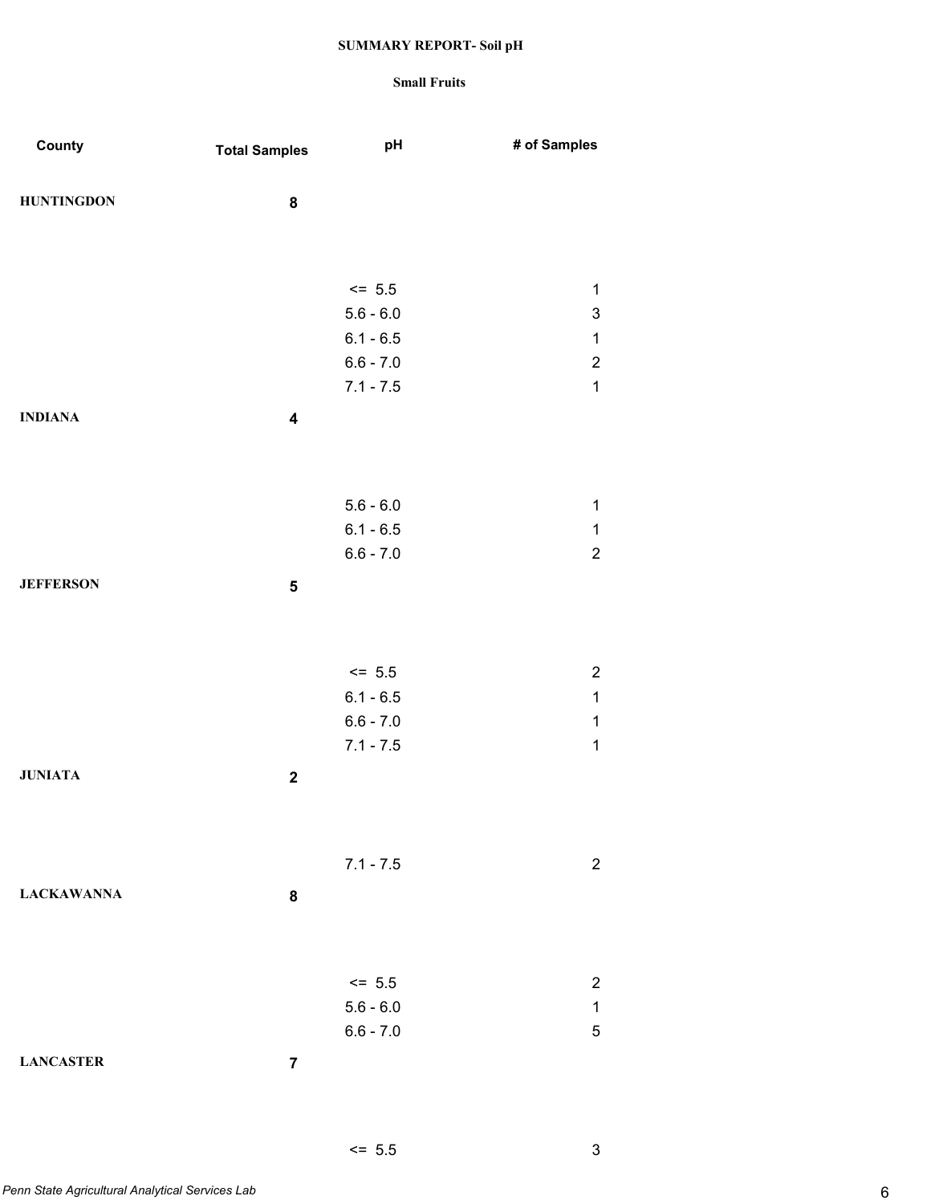**SUMMARY REPORT- Soil pH**

**Small Fruits**

| County | Total Samples | pH | # of Samples |
|---|---|---|---|
| **HUNTINGDON** | **8** | | |
| | | <= 5.5 | 1 |
| | | 5.6 - 6.0 | 3 |
| | | 6.1 - 6.5 | 1 |
| | | 6.6 - 7.0 | 2 |
| | | 7.1 - 7.5 | 1 |
| **INDIANA** | **4** | | |
| | | 5.6 - 6.0 | 1 |
| | | 6.1 - 6.5 | 1 |
| | | 6.6 - 7.0 | 2 |
| **JEFFERSON** | **5** | | |
| | | <= 5.5 | 2 |
| | | 6.1 - 6.5 | 1 |
| | | 6.6 - 7.0 | 1 |
| | | 7.1 - 7.5 | 1 |
| **JUNIATA** | **2** | | |
| | | 7.1 - 7.5 | 2 |
| **LACKAWANNA** | **8** | | |
| | | <= 5.5 | 2 |
| | | 5.6 - 6.0 | 1 |
| | | 6.6 - 7.0 | 5 |
| **LANCASTER** | **7** | | |
| | | <= 5.5 | 3 |

*Penn State Agricultural Analytical Services Lab*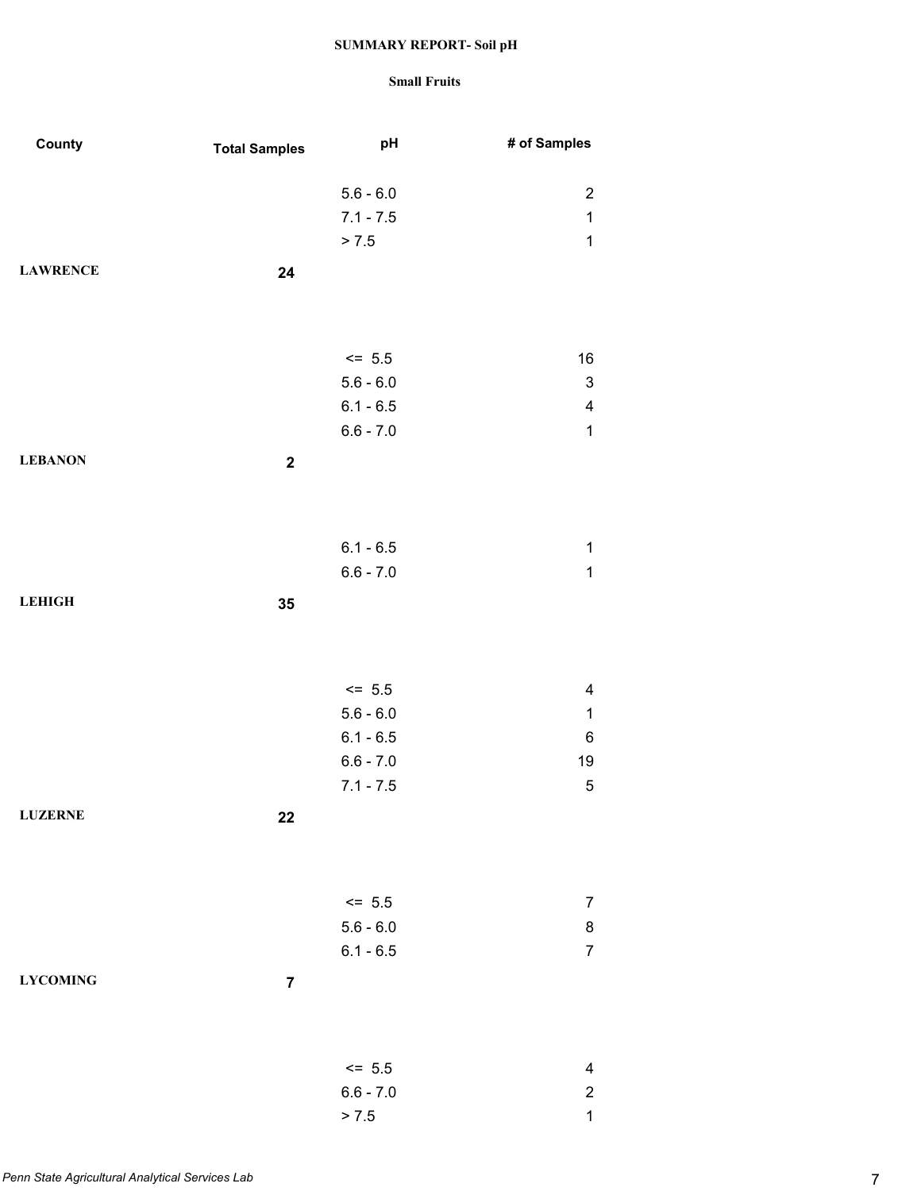**SUMMARY REPORT- Soil pH**

**Small Fruits**

| County | Total Samples | pH | # of Samples |
|---|---|---|---|
| | | 5.6 - 6.0 | 2 |
| | | 7.1 - 7.5 | 1 |
| | | > 7.5 | 1 |
| **LAWRENCE** | **24** | | |
| | | <= 5.5 | 16 |
| | | 5.6 - 6.0 | 3 |
| | | 6.1 - 6.5 | 4 |
| | | 6.6 - 7.0 | 1 |
| **LEBANON** | **2** | | |
| | | 6.1 - 6.5 | 1 |
| | | 6.6 - 7.0 | 1 |
| **LEHIGH** | **35** | | |
| | | <= 5.5 | 4 |
| | | 5.6 - 6.0 | 1 |
| | | 6.1 - 6.5 | 6 |
| | | 6.6 - 7.0 | 19 |
| | | 7.1 - 7.5 | 5 |
| **LUZERNE** | **22** | | |
| | | <= 5.5 | 7 |
| | | 5.6 - 6.0 | 8 |
| | | 6.1 - 6.5 | 7 |
| **LYCOMING** | **7** | | |
| | | <= 5.5 | 4 |
| | | 6.6 - 7.0 | 2 |
| | | > 7.5 | 1 |

*Penn State Agricultural Analytical Services Lab*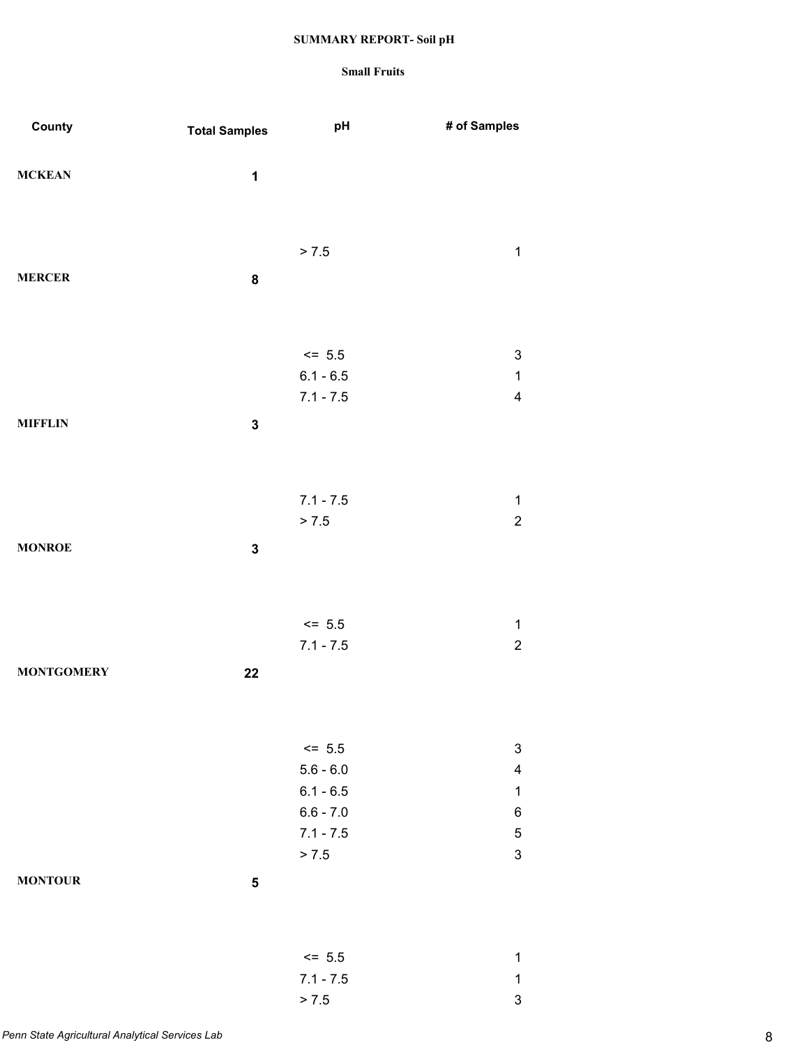**SUMMARY REPORT- Soil pH**

**Small Fruits**

| County | Total Samples | pH | # of Samples |
| --- | --- | --- | --- |
| **MCKEAN** | **1** | | |
| | | > 7.5 | 1 |
| **MERCER** | **8** | | |
| | | <=  5.5 | 3 |
| | | 6.1 - 6.5 | 1 |
| | | 7.1 - 7.5 | 4 |
| **MIFFLIN** | **3** | | |
| | | 7.1 - 7.5 | 1 |
| | | > 7.5 | 2 |
| **MONROE** | **3** | | |
| | | <=  5.5 | 1 |
| | | 7.1 - 7.5 | 2 |
| **MONTGOMERY** | **22** | | |
| | | <=  5.5 | 3 |
| | | 5.6 - 6.0 | 4 |
| | | 6.1 - 6.5 | 1 |
| | | 6.6 - 7.0 | 6 |
| | | 7.1 - 7.5 | 5 |
| | | > 7.5 | 3 |
| **MONTOUR** | **5** | | |
| | | <=  5.5 | 1 |
| | | 7.1 - 7.5 | 1 |
| | | > 7.5 | 3 |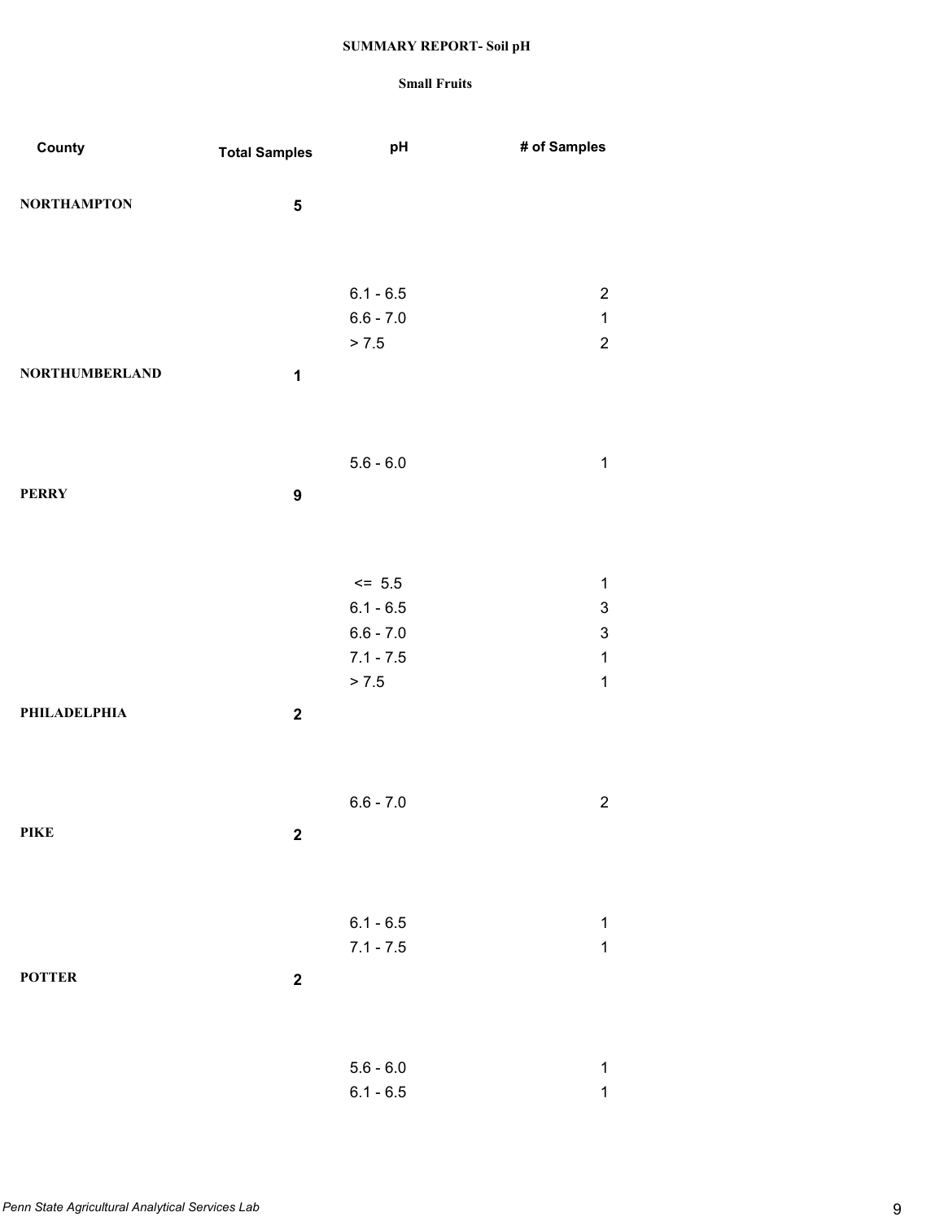# SUMMARY REPORT- Soil pH

## Small Fruits

| County | Total Samples | pH | # of Samples |
|---|---|---|---|
| NORTHAMPTON | 5 | | |
| | | 6.1 - 6.5 | 2 |
| | | 6.6 - 7.0 | 1 |
| | | > 7.5 | 2 |
| NORTHUMBERLAND | 1 | | |
| | | 5.6 - 6.0 | 1 |
| PERRY | 9 | | |
| | | <= 5.5 | 1 |
| | | 6.1 - 6.5 | 3 |
| | | 6.6 - 7.0 | 3 |
| | | 7.1 - 7.5 | 1 |
| | | > 7.5 | 1 |
| PHILADELPHIA | 2 | | |
| | | 6.6 - 7.0 | 2 |
| PIKE | 2 | | |
| | | 6.1 - 6.5 | 1 |
| | | 7.1 - 7.5 | 1 |
| POTTER | 2 | | |
| | | 5.6 - 6.0 | 1 |
| | | 6.1 - 6.5 | 1 |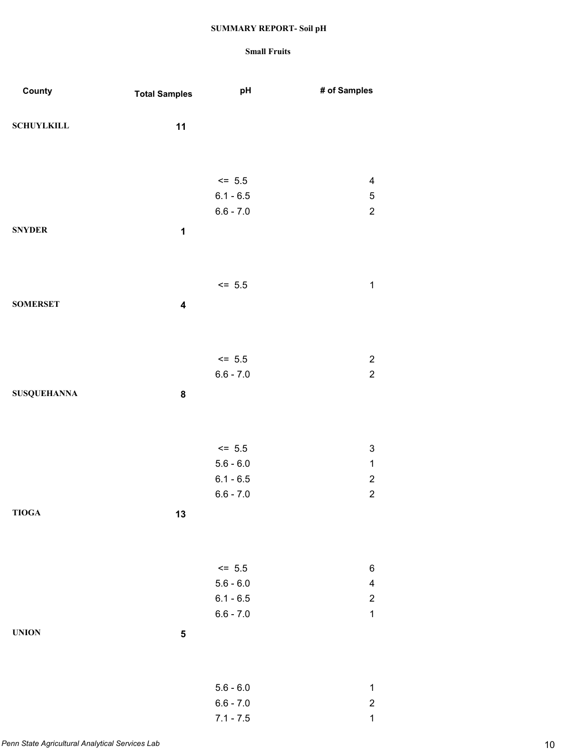**SUMMARY REPORT- Soil pH**

**Small Fruits**

| County | Total Samples | pH | # of Samples |
|---|---|---|---|
| SCHUYLKILL | 11 | | |
| | | <= 5.5 | 4 |
| | | 6.1 - 6.5 | 5 |
| | | 6.6 - 7.0 | 2 |
| SNYDER | 1 | | |
| | | <= 5.5 | 1 |
| SOMERSET | 4 | | |
| | | <= 5.5 | 2 |
| | | 6.6 - 7.0 | 2 |
| SUSQUEHANNA | 8 | | |
| | | <= 5.5 | 3 |
| | | 5.6 - 6.0 | 1 |
| | | 6.1 - 6.5 | 2 |
| | | 6.6 - 7.0 | 2 |
| TIOGA | 13 | | |
| | | <= 5.5 | 6 |
| | | 5.6 - 6.0 | 4 |
| | | 6.1 - 6.5 | 2 |
| | | 6.6 - 7.0 | 1 |
| UNION | 5 | | |
| | | 5.6 - 6.0 | 1 |
| | | 6.6 - 7.0 | 2 |
| | | 7.1 - 7.5 | 1 |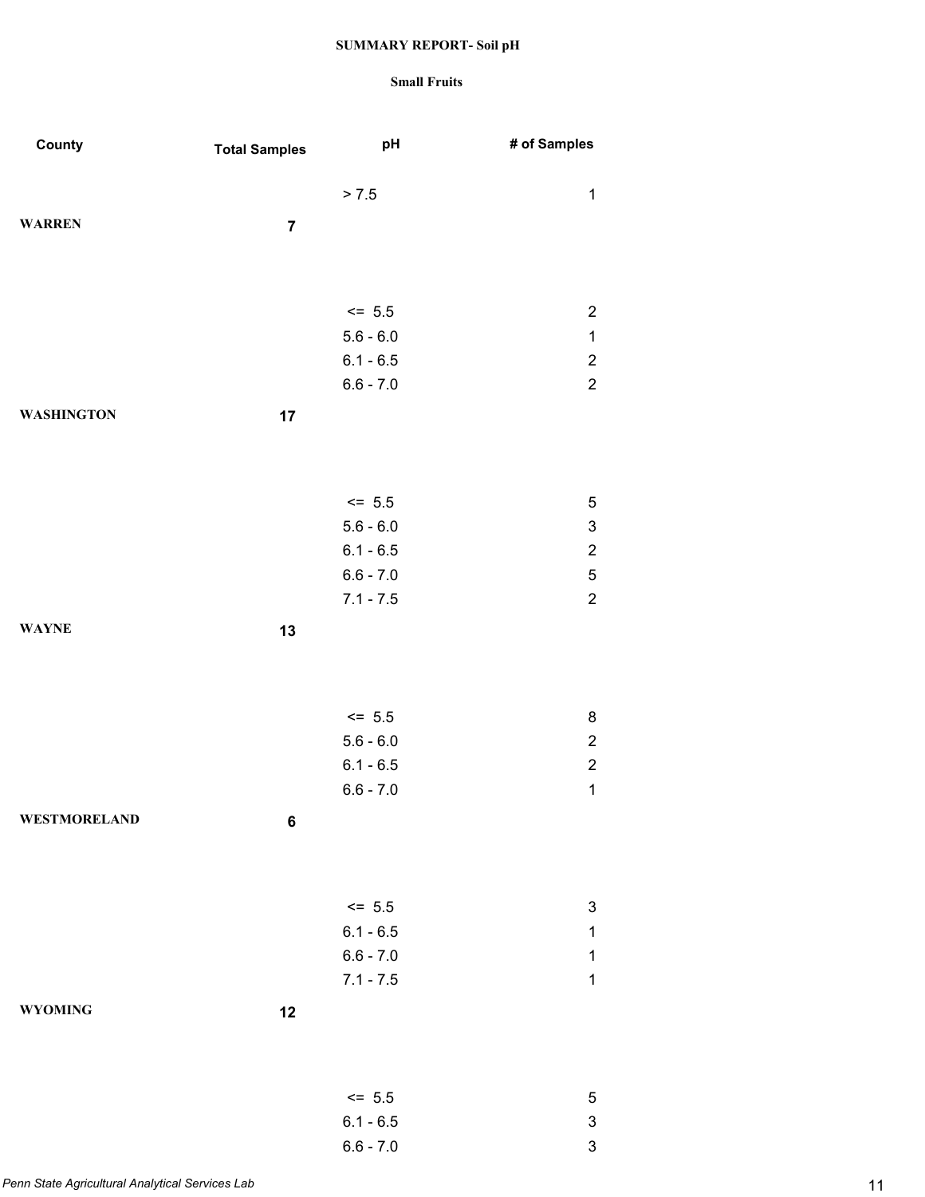**SUMMARY REPORT- Soil pH**

**Small Fruits**

| County | Total Samples | pH | # of Samples |
|---|---|---|---|
| | | > 7.5 | 1 |
| **WARREN** | **7** | | |
| | | <= 5.5 | 2 |
| | | 5.6 - 6.0 | 1 |
| | | 6.1 - 6.5 | 2 |
| | | 6.6 - 7.0 | 2 |
| **WASHINGTON** | **17** | | |
| | | <= 5.5 | 5 |
| | | 5.6 - 6.0 | 3 |
| | | 6.1 - 6.5 | 2 |
| | | 6.6 - 7.0 | 5 |
| | | 7.1 - 7.5 | 2 |
| **WAYNE** | **13** | | |
| | | <= 5.5 | 8 |
| | | 5.6 - 6.0 | 2 |
| | | 6.1 - 6.5 | 2 |
| | | 6.6 - 7.0 | 1 |
| **WESTMORELAND** | **6** | | |
| | | <= 5.5 | 3 |
| | | 6.1 - 6.5 | 1 |
| | | 6.6 - 7.0 | 1 |
| | | 7.1 - 7.5 | 1 |
| **WYOMING** | **12** | | |
| | | <= 5.5 | 5 |
| | | 6.1 - 6.5 | 3 |
| | | 6.6 - 7.0 | 3 |

*Penn State Agricultural Analytical Services Lab*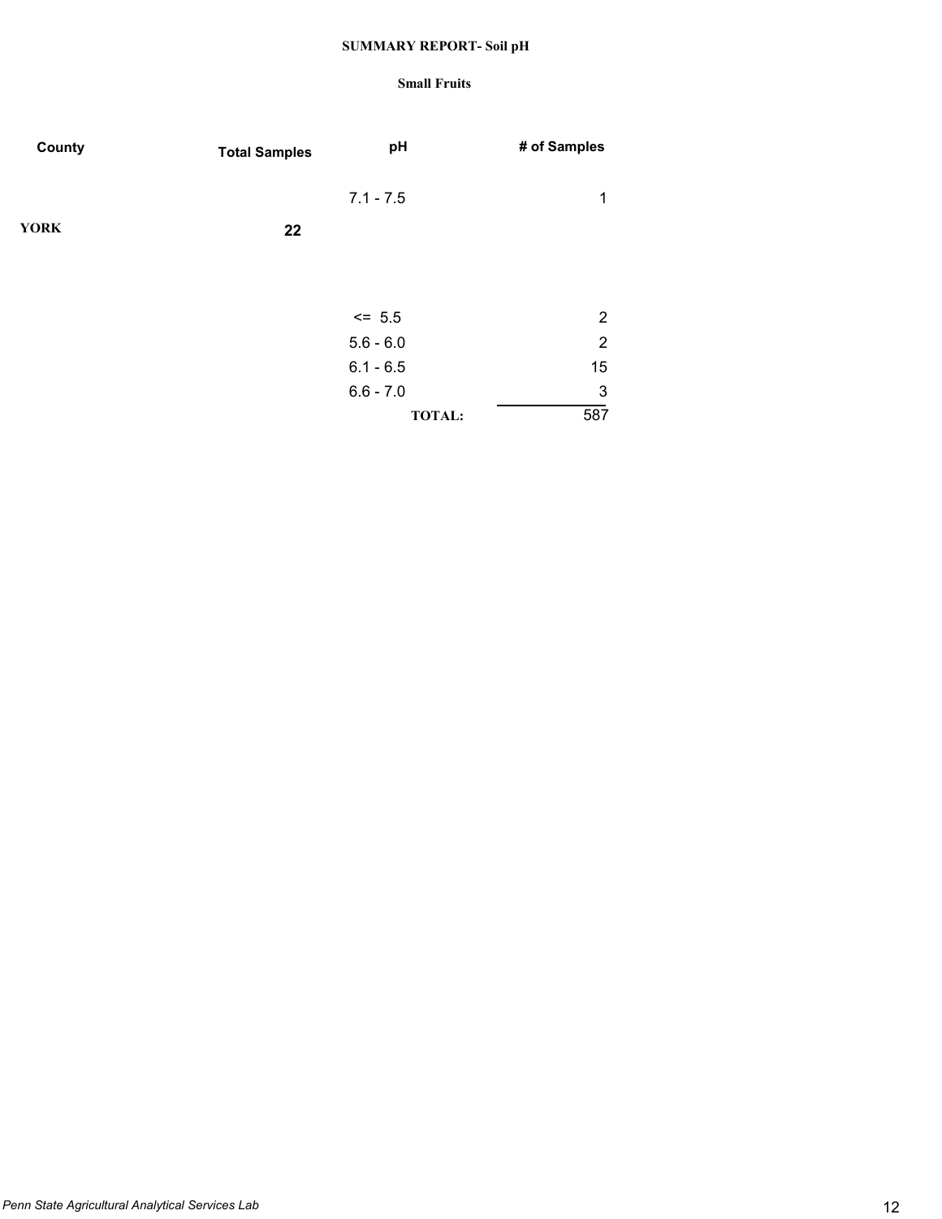**SUMMARY REPORT- Soil pH**

**Small Fruits**

| County | Total Samples | pH | # of Samples |
|---|---|---|---|
| | | 7.1 - 7.5 | 1 |
| YORK | 22 | | |
| | | <= 5.5 | 2 |
| | | 5.6 - 6.0 | 2 |
| | | 6.1 - 6.5 | 15 |
| | | 6.6 - 7.0 | 3 |
| | | **TOTAL:** | 587 |

*Penn State Agricultural Analytical Services Lab*